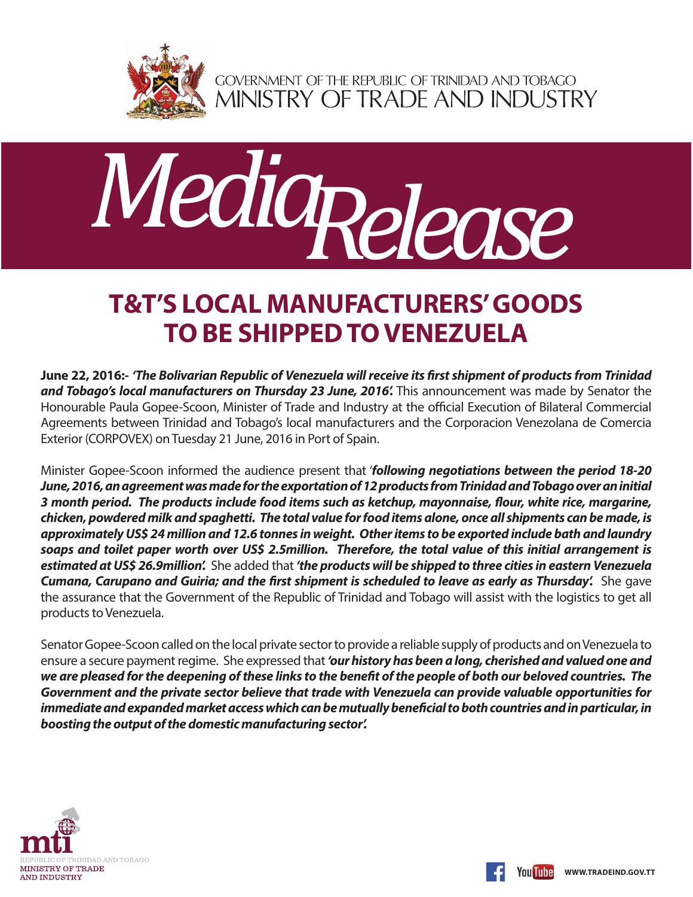GOVERNMENT OF THE REPUBLIC OF TRINIDAD AND TOBAGO
MINISTRY OF TRADE AND INDUSTRY

# Media Release

## T&T'S LOCAL MANUFACTURERS' GOODS TO BE SHIPPED TO VENEZUELA

**June 22, 2016:-** ***'The Bolivarian Republic of Venezuela will receive its first shipment of products from Trinidad and Tobago's local manufacturers on Thursday 23 June, 2016'.*** This announcement was made by Senator the Honourable Paula Gopee-Scoon, Minister of Trade and Industry at the official Execution of Bilateral Commercial Agreements between Trinidad and Tobago's local manufacturers and the Corporacion Venezolana de Comercia Exterior (CORPOVEX) on Tuesday 21 June, 2016 in Port of Spain.

Minister Gopee-Scoon informed the audience present that '***following negotiations between the period 18-20 June, 2016, an agreement was made for the exportation of 12 products from Trinidad and Tobago over an initial 3 month period. The products include food items such as ketchup, mayonnaise, flour, white rice, margarine, chicken, powdered milk and spaghetti. The total value for food items alone, once all shipments can be made, is approximately US$ 24 million and 12.6 tonnes in weight. Other items to be exported include bath and laundry soaps and toilet paper worth over US$ 2.5million. Therefore, the total value of this initial arrangement is estimated at US$ 26.9million'.*** She added that ***'the products will be shipped to three cities in eastern Venezuela Cumana, Carupano and Guiria; and the first shipment is scheduled to leave as early as Thursday'.*** She gave the assurance that the Government of the Republic of Trinidad and Tobago will assist with the logistics to get all products to Venezuela.

Senator Gopee-Scoon called on the local private sector to provide a reliable supply of products and on Venezuela to ensure a secure payment regime. She expressed that ***'our history has been a long, cherished and valued one and we are pleased for the deepening of these links to the benefit of the people of both our beloved countries. The Government and the private sector believe that trade with Venezuela can provide valuable opportunities for immediate and expanded market access which can be mutually beneficial to both countries and in particular, in boosting the output of the domestic manufacturing sector'.***

mti
REPUBLIC OF TRINIDAD AND TOBAGO
MINISTRY OF TRADE AND INDUSTRY

WWW.TRADEIND.GOV.TT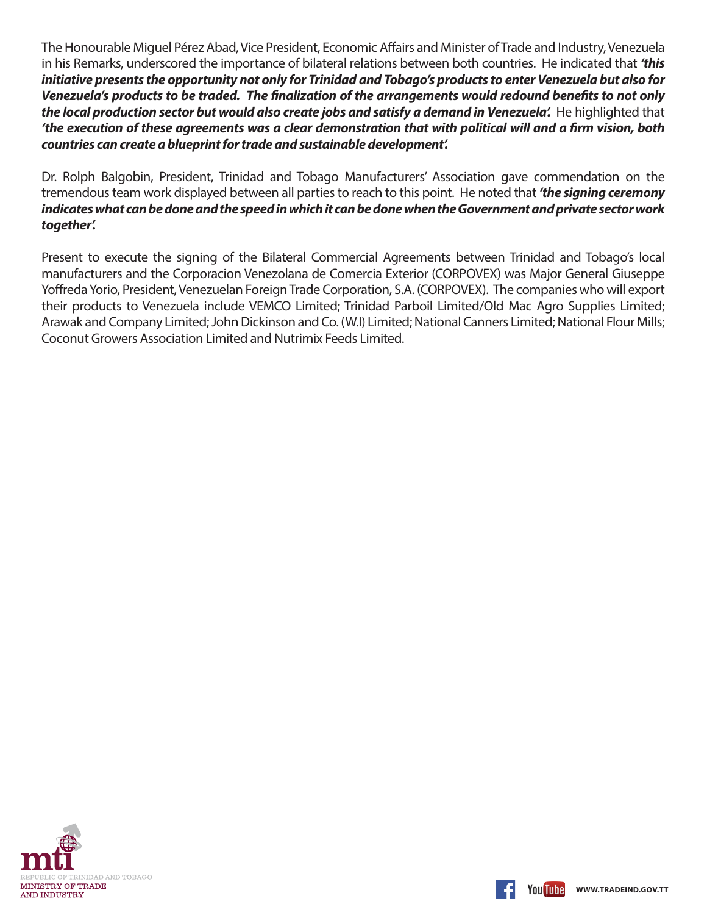The Honourable Miguel Pérez Abad, Vice President, Economic Affairs and Minister of Trade and Industry, Venezuela in his Remarks, underscored the importance of bilateral relations between both countries. He indicated that ***'this initiative presents the opportunity not only for Trinidad and Tobago's products to enter Venezuela but also for Venezuela's products to be traded. The finalization of the arrangements would redound benefits to not only the local production sector but would also create jobs and satisfy a demand in Venezuela'.*** He highlighted that ***'the execution of these agreements was a clear demonstration that with political will and a firm vision, both countries can create a blueprint for trade and sustainable development'.***

Dr. Rolph Balgobin, President, Trinidad and Tobago Manufacturers' Association gave commendation on the tremendous team work displayed between all parties to reach to this point. He noted that ***'the signing ceremony indicates what can be done and the speed in which it can be done when the Government and private sector work together'.***

Present to execute the signing of the Bilateral Commercial Agreements between Trinidad and Tobago's local manufacturers and the Corporacion Venezolana de Comercia Exterior (CORPOVEX) was Major General Giuseppe Yoffreda Yorio, President, Venezuelan Foreign Trade Corporation, S.A. (CORPOVEX). The companies who will export their products to Venezuela include VEMCO Limited; Trinidad Parboil Limited/Old Mac Agro Supplies Limited; Arawak and Company Limited; John Dickinson and Co. (W.I) Limited; National Canners Limited; National Flour Mills; Coconut Growers Association Limited and Nutrimix Feeds Limited.